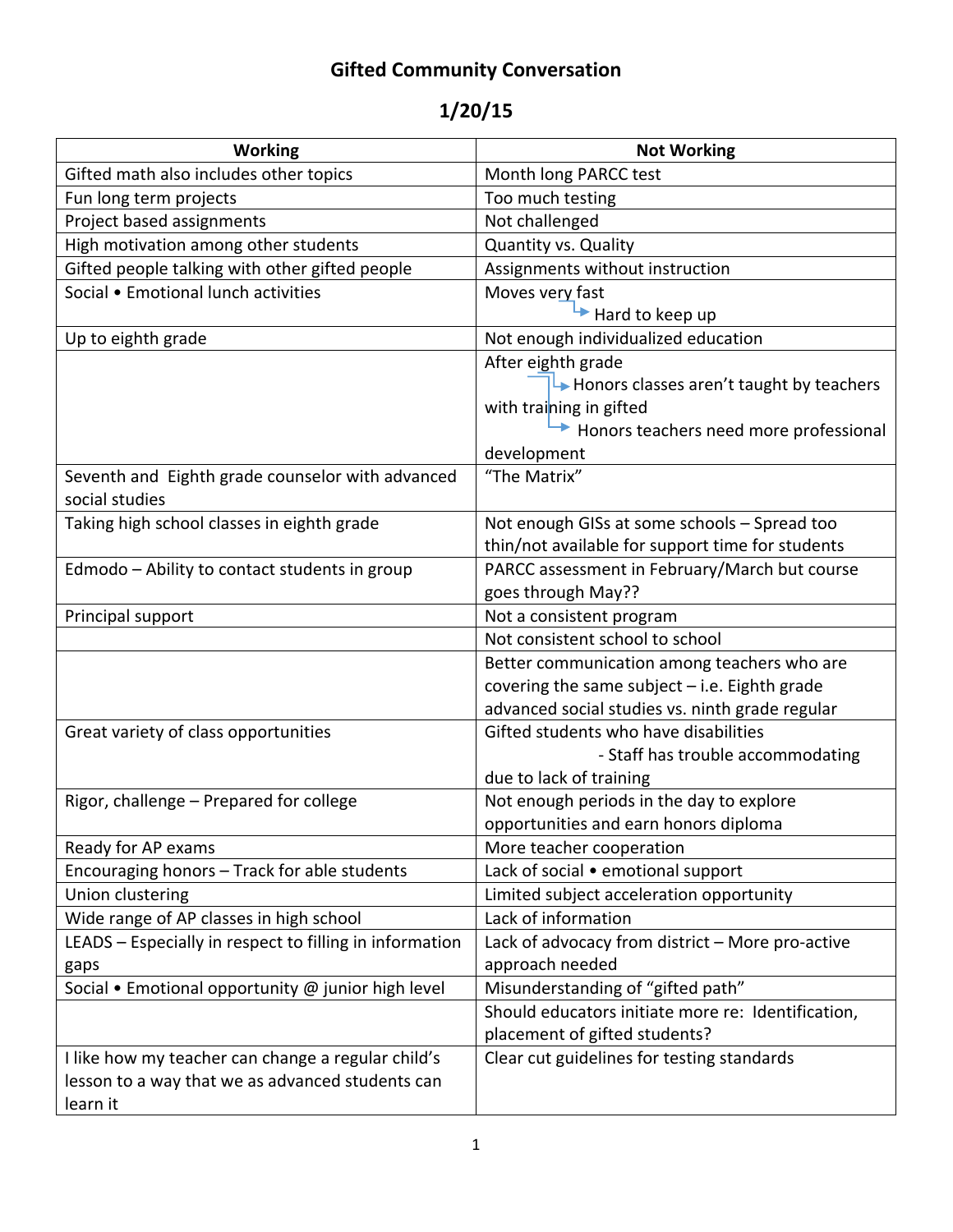# Gifted Community Conversation

## 1/20/15

| Working | Not Working |
|---|---|
| Gifted math also includes other topics | Month long PARCC test |
| Fun long term projects | Too much testing |
| Project based assignments | Not challenged |
| High motivation among other students | Quantity vs. Quality |
| Gifted people talking with other gifted people | Assignments without instruction |
| Social • Emotional lunch activities | Moves very fast → Hard to keep up |
| Up to eighth grade | Not enough individualized education |
| | After eighth grade → Honors classes aren't taught by teachers with training in gifted → Honors teachers need more professional development |
| Seventh and Eighth grade counselor with advanced social studies | "The Matrix" |
| Taking high school classes in eighth grade | Not enough GISs at some schools – Spread too thin/not available for support time for students |
| Edmodo – Ability to contact students in group | PARCC assessment in February/March but course goes through May?? |
| Principal support | Not a consistent program |
| | Not consistent school to school |
| | Better communication among teachers who are covering the same subject – i.e. Eighth grade advanced social studies vs. ninth grade regular |
| Great variety of class opportunities | Gifted students who have disabilities - Staff has trouble accommodating due to lack of training |
| Rigor, challenge – Prepared for college | Not enough periods in the day to explore opportunities and earn honors diploma |
| Ready for AP exams | More teacher cooperation |
| Encouraging honors – Track for able students | Lack of social • emotional support |
| Union clustering | Limited subject acceleration opportunity |
| Wide range of AP classes in high school | Lack of information |
| LEADS – Especially in respect to filling in information gaps | Lack of advocacy from district – More pro-active approach needed |
| Social • Emotional opportunity @ junior high level | Misunderstanding of "gifted path" |
| | Should educators initiate more re: Identification, placement of gifted students? |
| I like how my teacher can change a regular child's lesson to a way that we as advanced students can learn it | Clear cut guidelines for testing standards |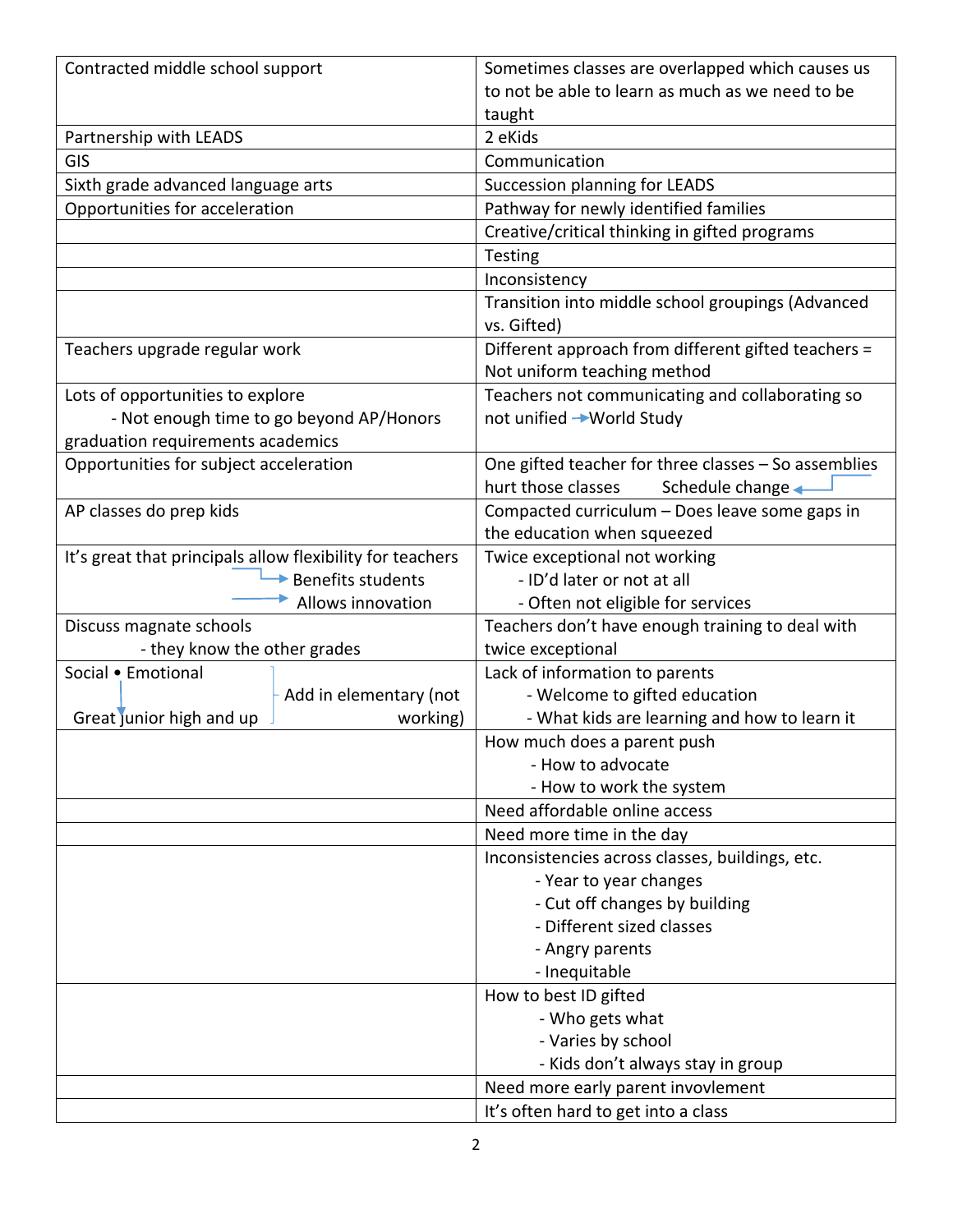| Contracted middle school support | Sometimes classes are overlapped which causes us to not be able to learn as much as we need to be taught |
|---|---|
| Partnership with LEADS | 2 eKids |
| GIS | Communication |
| Sixth grade advanced language arts | Succession planning for LEADS |
| Opportunities for acceleration | Pathway for newly identified families |
| | Creative/critical thinking in gifted programs |
| | Testing |
| | Inconsistency |
| | Transition into middle school groupings (Advanced vs. Gifted) |
| Teachers upgrade regular work | Different approach from different gifted teachers = Not uniform teaching method |
| Lots of opportunities to explore<br>- Not enough time to go beyond AP/Honors graduation requirements academics | Teachers not communicating and collaborating so not unified → World Study |
| Opportunities for subject acceleration | One gifted teacher for three classes – So assemblies hurt those classes ← Schedule change |
| AP classes do prep kids | Compacted curriculum – Does leave some gaps in the education when squeezed |
| It's great that principals allow flexibility for teachers<br>→ Benefits students<br>→ Allows innovation | Twice exceptional not working<br>- ID'd later or not at all<br>- Often not eligible for services |
| Discuss magnate schools<br>- they know the other grades | Teachers don't have enough training to deal with twice exceptional |
| Social • Emotional<br>↓<br>Great junior high and up<br>Add in elementary (not working) | Lack of information to parents<br>- Welcome to gifted education<br>- What kids are learning and how to learn it |
| | How much does a parent push<br>- How to advocate<br>- How to work the system |
| | Need affordable online access |
| | Need more time in the day |
| | Inconsistencies across classes, buildings, etc.<br>- Year to year changes<br>- Cut off changes by building<br>- Different sized classes<br>- Angry parents<br>- Inequitable |
| | How to best ID gifted<br>- Who gets what<br>- Varies by school<br>- Kids don't always stay in group |
| | Need more early parent invovlement |
| | It's often hard to get into a class |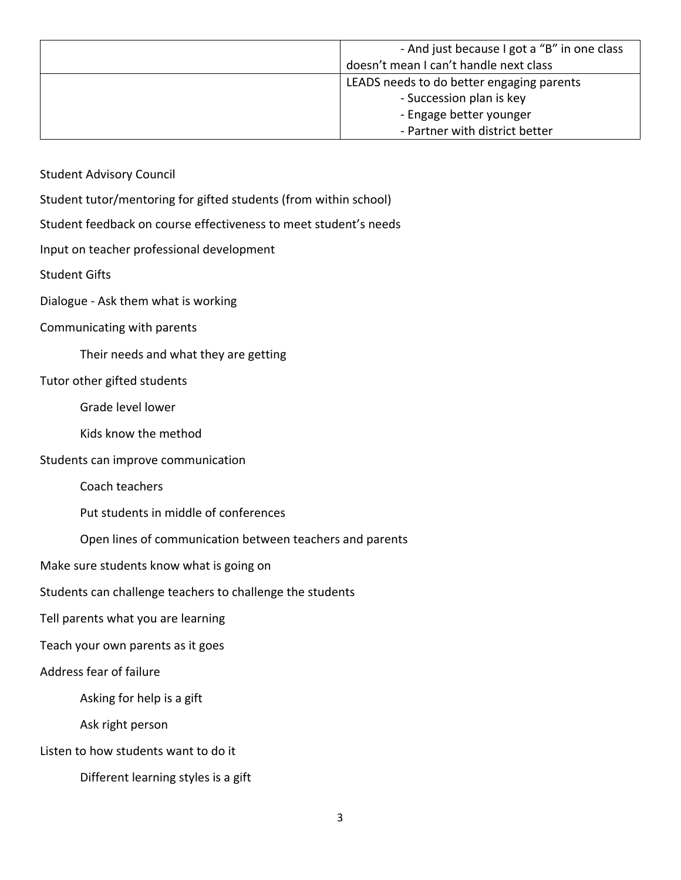| | |
|---|---|
| | - And just because I got a "B" in one class doesn't mean I can't handle next class |
| | LEADS needs to do better engaging parents<br>- Succession plan is key<br>- Engage better younger<br>- Partner with district better |

Student Advisory Council

Student tutor/mentoring for gifted students (from within school)

Student feedback on course effectiveness to meet student's needs

Input on teacher professional development

Student Gifts

Dialogue - Ask them what is working

Communicating with parents

- Their needs and what they are getting

Tutor other gifted students

- Grade level lower
- Kids know the method

Students can improve communication

- Coach teachers
- Put students in middle of conferences
- Open lines of communication between teachers and parents

Make sure students know what is going on

Students can challenge teachers to challenge the students

Tell parents what you are learning

Teach your own parents as it goes

Address fear of failure

- Asking for help is a gift
- Ask right person

Listen to how students want to do it

- Different learning styles is a gift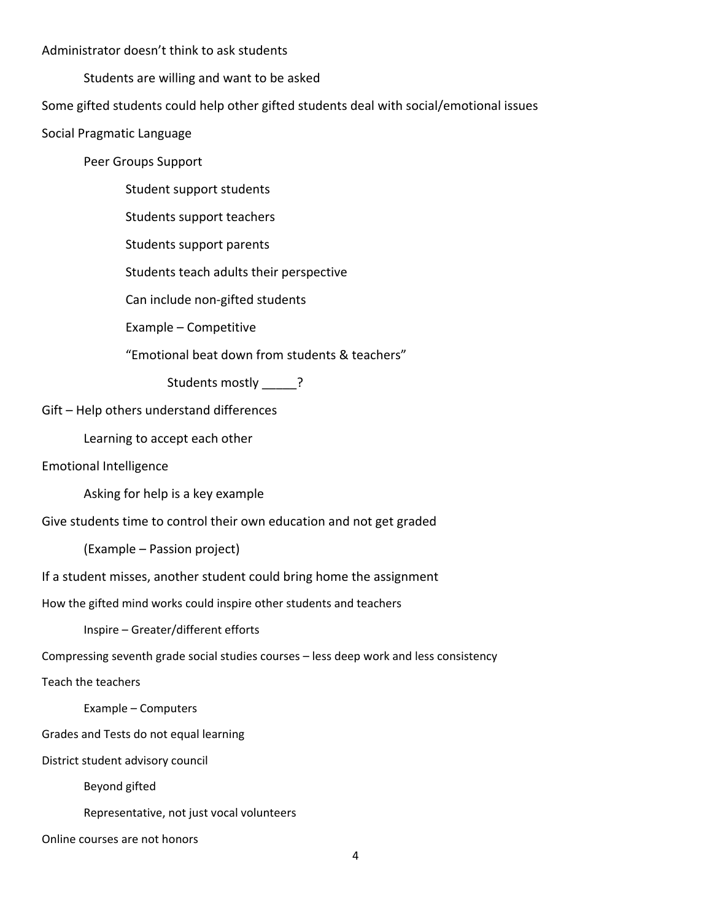- Administrator doesn't think to ask students
    - Students are willing and want to be asked
- Some gifted students could help other gifted students deal with social/emotional issues
- Social Pragmatic Language
    - Peer Groups Support
        - Student support students
        - Students support teachers
        - Students support parents
        - Students teach adults their perspective
        - Can include non-gifted students
        - Example – Competitive
        - "Emotional beat down from students & teachers"
            - Students mostly _____?
- Gift – Help others understand differences
    - Learning to accept each other
- Emotional Intelligence
    - Asking for help is a key example
- Give students time to control their own education and not get graded
    - (Example – Passion project)
- If a student misses, another student could bring home the assignment
- How the gifted mind works could inspire other students and teachers
    - Inspire – Greater/different efforts
- Compressing seventh grade social studies courses – less deep work and less consistency
- Teach the teachers
    - Example – Computers
- Grades and Tests do not equal learning
- District student advisory council
    - Beyond gifted
    - Representative, not just vocal volunteers
- Online courses are not honors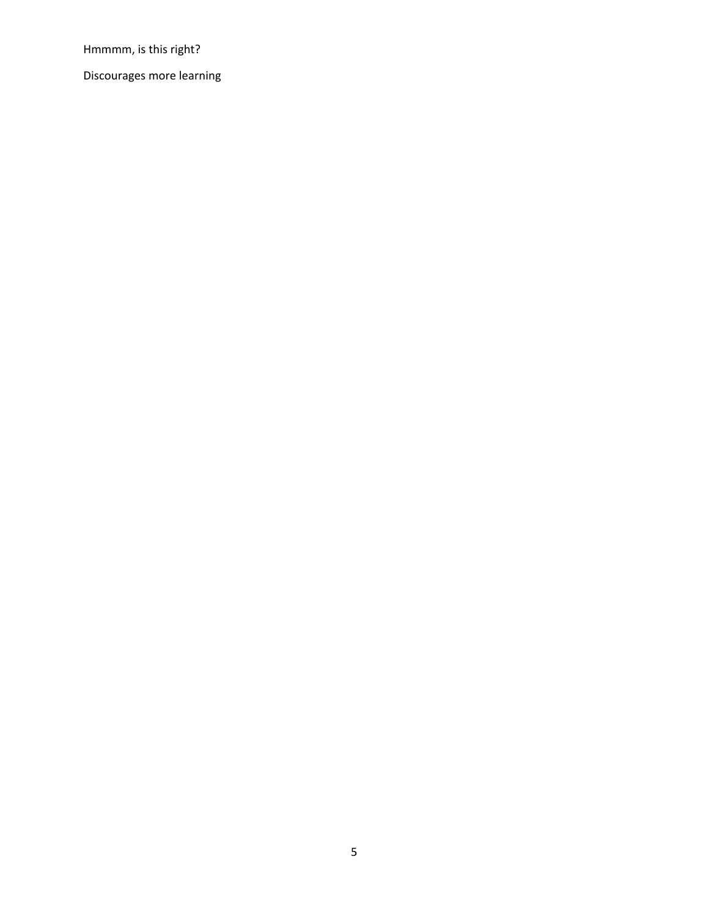Hmmmm, is this right?

Discourages more learning